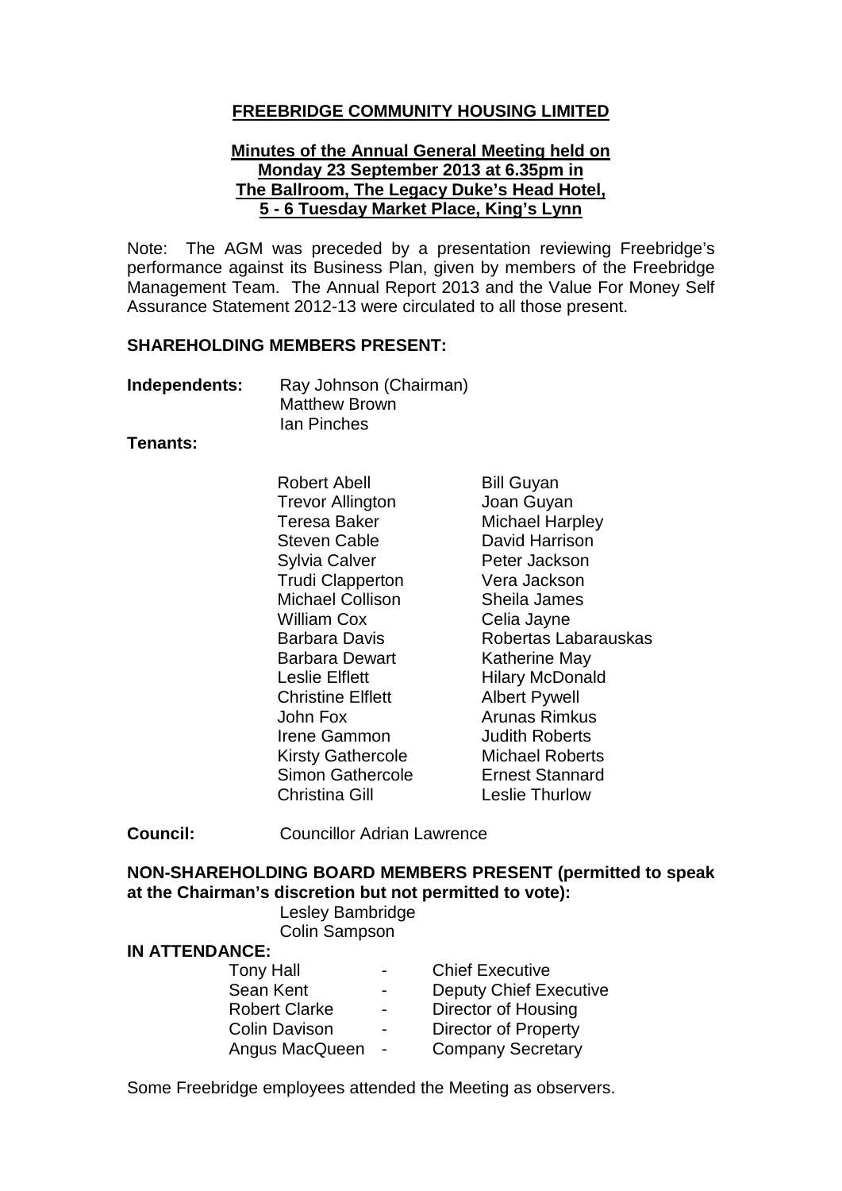**FREEBRIDGE COMMUNITY HOUSING LIMITED**

**Minutes of the Annual General Meeting held on**
**Monday 23 September 2013 at 6.35pm in**
**The Ballroom, The Legacy Duke's Head Hotel,**
**5 - 6 Tuesday Market Place, King's Lynn**

Note: The AGM was preceded by a presentation reviewing Freebridge's performance against its Business Plan, given by members of the Freebridge Management Team. The Annual Report 2013 and the Value For Money Self Assurance Statement 2012-13 were circulated to all those present.

**SHAREHOLDING MEMBERS PRESENT:**

**Independents:**
- Ray Johnson (Chairman)
- Matthew Brown
- Ian Pinches

**Tenants:**

| | |
|---|---|
| Robert Abell | Bill Guyan |
| Trevor Allington | Joan Guyan |
| Teresa Baker | Michael Harpley |
| Steven Cable | David Harrison |
| Sylvia Calver | Peter Jackson |
| Trudi Clapperton | Vera Jackson |
| Michael Collison | Sheila James |
| William Cox | Celia Jayne |
| Barbara Davis | Robertas Labarauskas |
| Barbara Dewart | Katherine May |
| Leslie Elflett | Hilary McDonald |
| Christine Elflett | Albert Pywell |
| John Fox | Arunas Rimkus |
| Irene Gammon | Judith Roberts |
| Kirsty Gathercole | Michael Roberts |
| Simon Gathercole | Ernest Stannard |
| Christina Gill | Leslie Thurlow |

**Council:** Councillor Adrian Lawrence

**NON-SHAREHOLDING BOARD MEMBERS PRESENT (permitted to speak at the Chairman's discretion but not permitted to vote):**
- Lesley Bambridge
- Colin Sampson

**IN ATTENDANCE:**

| | | |
|---|---|---|
| Tony Hall | - | Chief Executive |
| Sean Kent | - | Deputy Chief Executive |
| Robert Clarke | - | Director of Housing |
| Colin Davison | - | Director of Property |
| Angus MacQueen | - | Company Secretary |

Some Freebridge employees attended the Meeting as observers.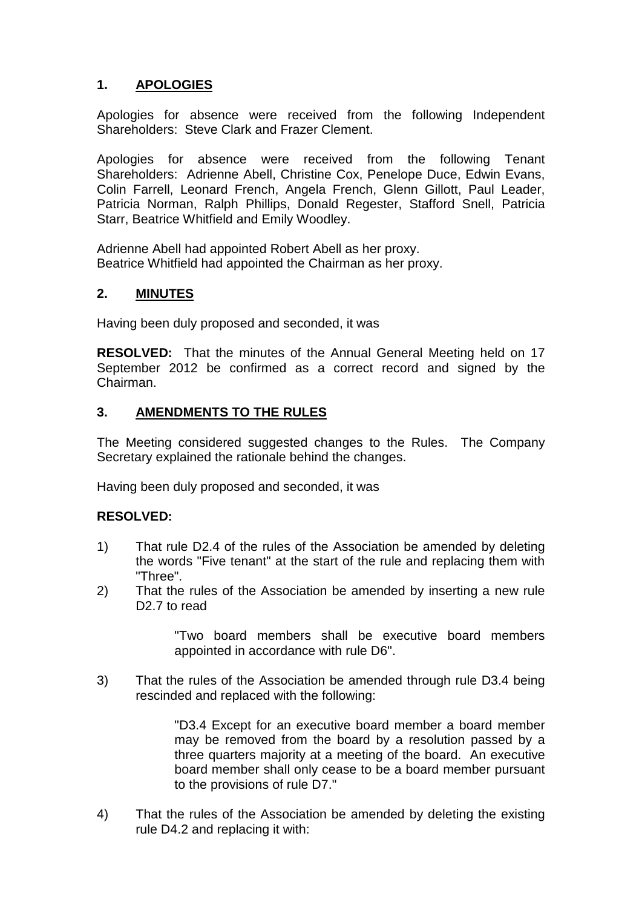## 1. APOLOGIES

Apologies for absence were received from the following Independent Shareholders: Steve Clark and Frazer Clement.

Apologies for absence were received from the following Tenant Shareholders: Adrienne Abell, Christine Cox, Penelope Duce, Edwin Evans, Colin Farrell, Leonard French, Angela French, Glenn Gillott, Paul Leader, Patricia Norman, Ralph Phillips, Donald Regester, Stafford Snell, Patricia Starr, Beatrice Whitfield and Emily Woodley.

Adrienne Abell had appointed Robert Abell as her proxy.
Beatrice Whitfield had appointed the Chairman as her proxy.

## 2. MINUTES

Having been duly proposed and seconded, it was

**RESOLVED:** That the minutes of the Annual General Meeting held on 17 September 2012 be confirmed as a correct record and signed by the Chairman.

## 3. AMENDMENTS TO THE RULES

The Meeting considered suggested changes to the Rules. The Company Secretary explained the rationale behind the changes.

Having been duly proposed and seconded, it was

**RESOLVED:**

1) That rule D2.4 of the rules of the Association be amended by deleting the words "Five tenant" at the start of the rule and replacing them with "Three".
2) That the rules of the Association be amended by inserting a new rule D2.7 to read

   > "Two board members shall be executive board members appointed in accordance with rule D6".

3) That the rules of the Association be amended through rule D3.4 being rescinded and replaced with the following:

   > "D3.4 Except for an executive board member a board member may be removed from the board by a resolution passed by a three quarters majority at a meeting of the board. An executive board member shall only cease to be a board member pursuant to the provisions of rule D7."

4) That the rules of the Association be amended by deleting the existing rule D4.2 and replacing it with: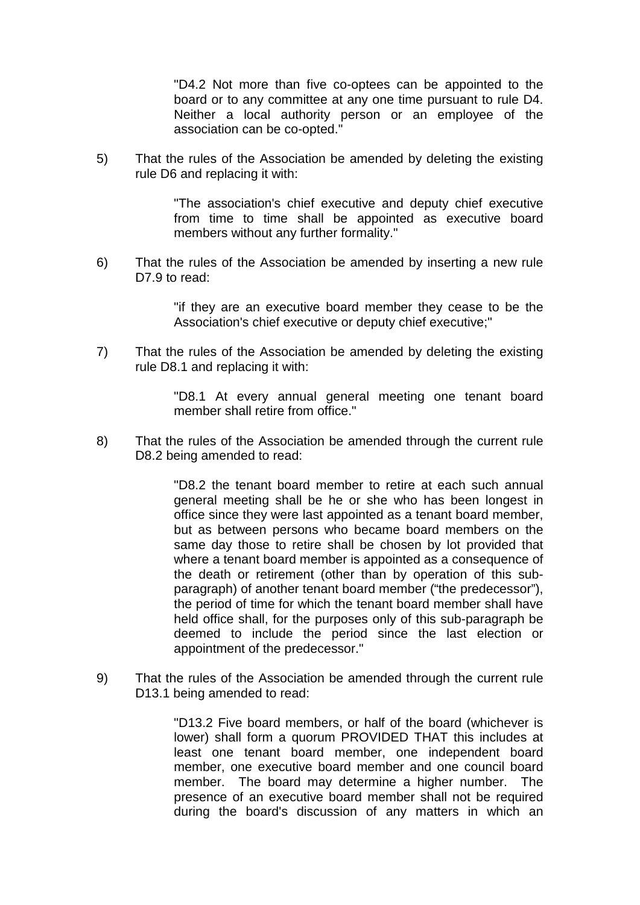> "D4.2 Not more than five co-optees can be appointed to the board or to any committee at any one time pursuant to rule D4. Neither a local authority person or an employee of the association can be co-opted."

5) That the rules of the Association be amended by deleting the existing rule D6 and replacing it with:

> "The association's chief executive and deputy chief executive from time to time shall be appointed as executive board members without any further formality."

6) That the rules of the Association be amended by inserting a new rule D7.9 to read:

> "if they are an executive board member they cease to be the Association's chief executive or deputy chief executive;"

7) That the rules of the Association be amended by deleting the existing rule D8.1 and replacing it with:

> "D8.1 At every annual general meeting one tenant board member shall retire from office."

8) That the rules of the Association be amended through the current rule D8.2 being amended to read:

> "D8.2 the tenant board member to retire at each such annual general meeting shall be he or she who has been longest in office since they were last appointed as a tenant board member, but as between persons who became board members on the same day those to retire shall be chosen by lot provided that where a tenant board member is appointed as a consequence of the death or retirement (other than by operation of this sub-paragraph) of another tenant board member ("the predecessor"), the period of time for which the tenant board member shall have held office shall, for the purposes only of this sub-paragraph be deemed to include the period since the last election or appointment of the predecessor."

9) That the rules of the Association be amended through the current rule D13.1 being amended to read:

> "D13.2 Five board members, or half of the board (whichever is lower) shall form a quorum PROVIDED THAT this includes at least one tenant board member, one independent board member, one executive board member and one council board member. The board may determine a higher number. The presence of an executive board member shall not be required during the board's discussion of any matters in which an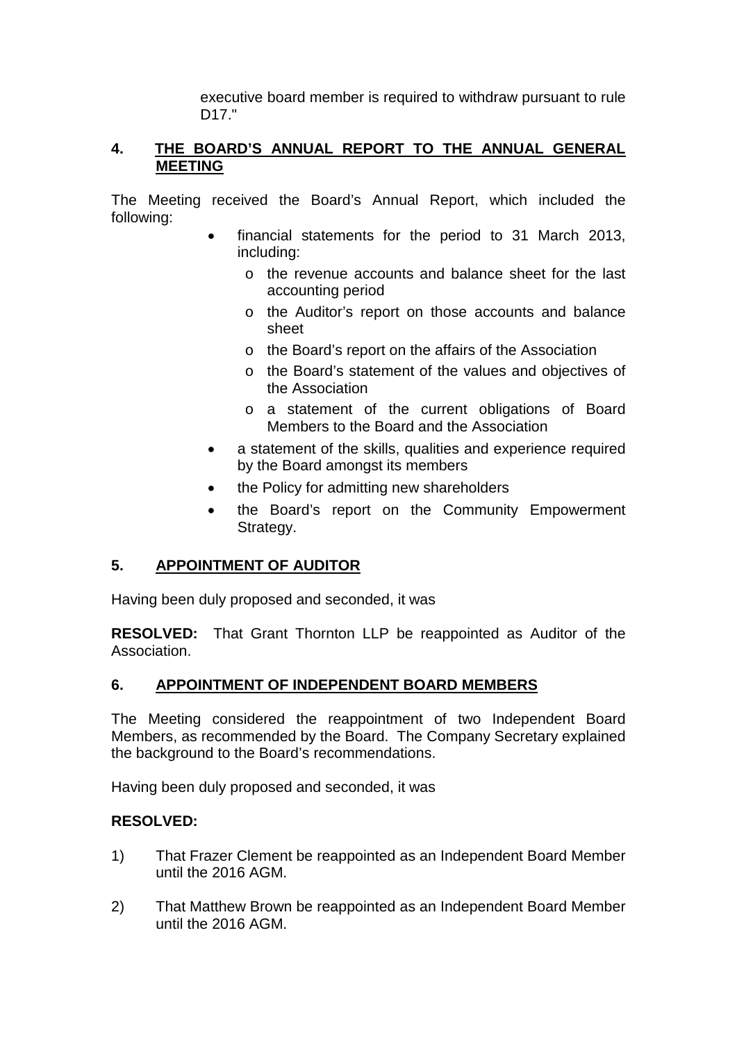executive board member is required to withdraw pursuant to rule D17."

## 4. THE BOARD'S ANNUAL REPORT TO THE ANNUAL GENERAL MEETING

The Meeting received the Board's Annual Report, which included the following:

- financial statements for the period to 31 March 2013, including:
  - the revenue accounts and balance sheet for the last accounting period
  - the Auditor's report on those accounts and balance sheet
  - the Board's report on the affairs of the Association
  - the Board's statement of the values and objectives of the Association
  - a statement of the current obligations of Board Members to the Board and the Association
- a statement of the skills, qualities and experience required by the Board amongst its members
- the Policy for admitting new shareholders
- the Board's report on the Community Empowerment Strategy.

## 5. APPOINTMENT OF AUDITOR

Having been duly proposed and seconded, it was

**RESOLVED:** That Grant Thornton LLP be reappointed as Auditor of the Association.

## 6. APPOINTMENT OF INDEPENDENT BOARD MEMBERS

The Meeting considered the reappointment of two Independent Board Members, as recommended by the Board. The Company Secretary explained the background to the Board's recommendations.

Having been duly proposed and seconded, it was

**RESOLVED:**

1) That Frazer Clement be reappointed as an Independent Board Member until the 2016 AGM.

2) That Matthew Brown be reappointed as an Independent Board Member until the 2016 AGM.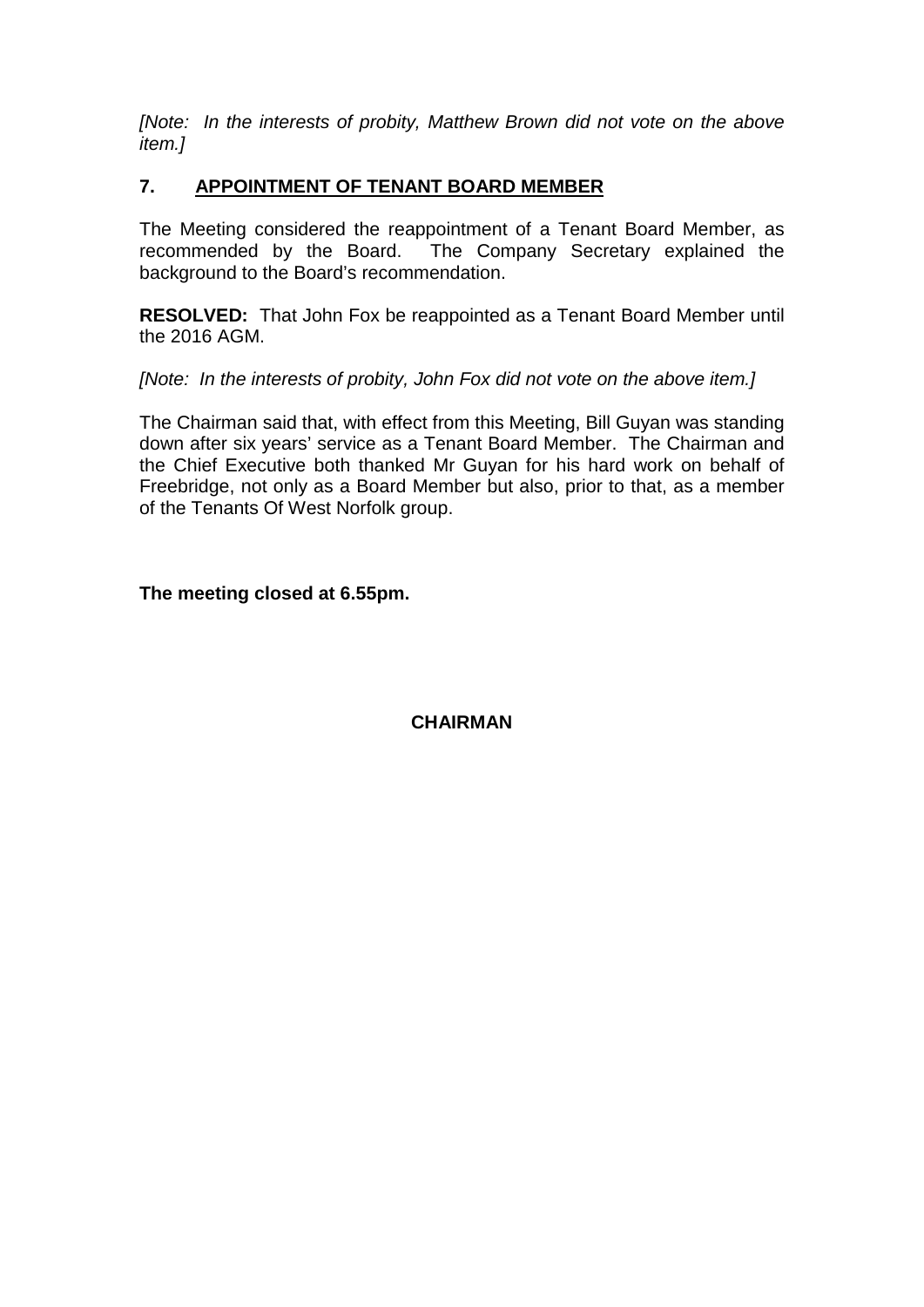*[Note: In the interests of probity, Matthew Brown did not vote on the above item.]*

## 7. APPOINTMENT OF TENANT BOARD MEMBER

The Meeting considered the reappointment of a Tenant Board Member, as recommended by the Board. The Company Secretary explained the background to the Board's recommendation.

**RESOLVED:** That John Fox be reappointed as a Tenant Board Member until the 2016 AGM.

*[Note: In the interests of probity, John Fox did not vote on the above item.]*

The Chairman said that, with effect from this Meeting, Bill Guyan was standing down after six years' service as a Tenant Board Member. The Chairman and the Chief Executive both thanked Mr Guyan for his hard work on behalf of Freebridge, not only as a Board Member but also, prior to that, as a member of the Tenants Of West Norfolk group.

**The meeting closed at 6.55pm.**

**CHAIRMAN**